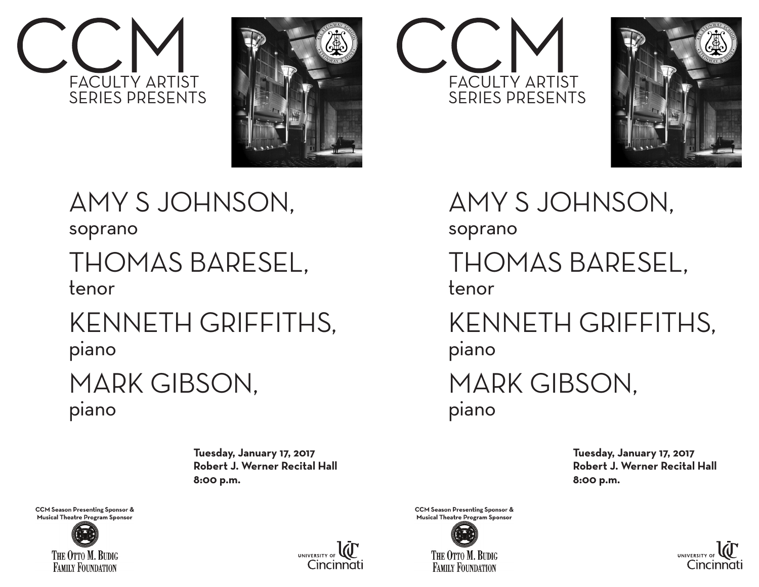# CCM

FACULTY ARTIST SERIES PRESENTS

## AMY S JOHNSON,
soprano

## THOMAS BARESEL,
tenor

## KENNETH GRIFFITHS,
piano

## MARK GIBSON,
piano

**Tuesday, January 17, 2017**
**Robert J. Werner Recital Hall**
**8:00 p.m.**

**CCM Season Presenting Sponsor & Musical Theatre Program Sponsor**

THE OTTO M. BUDIG FAMILY FOUNDATION

UNIVERSITY OF Cincinnati

# CCM

FACULTY ARTIST SERIES PRESENTS

## AMY S JOHNSON,
soprano

## THOMAS BARESEL,
tenor

## KENNETH GRIFFITHS,
piano

## MARK GIBSON,
piano

**Tuesday, January 17, 2017**
**Robert J. Werner Recital Hall**
**8:00 p.m.**

**CCM Season Presenting Sponsor & Musical Theatre Program Sponsor**

THE OTTO M. BUDIG FAMILY FOUNDATION

UNIVERSITY OF Cincinnati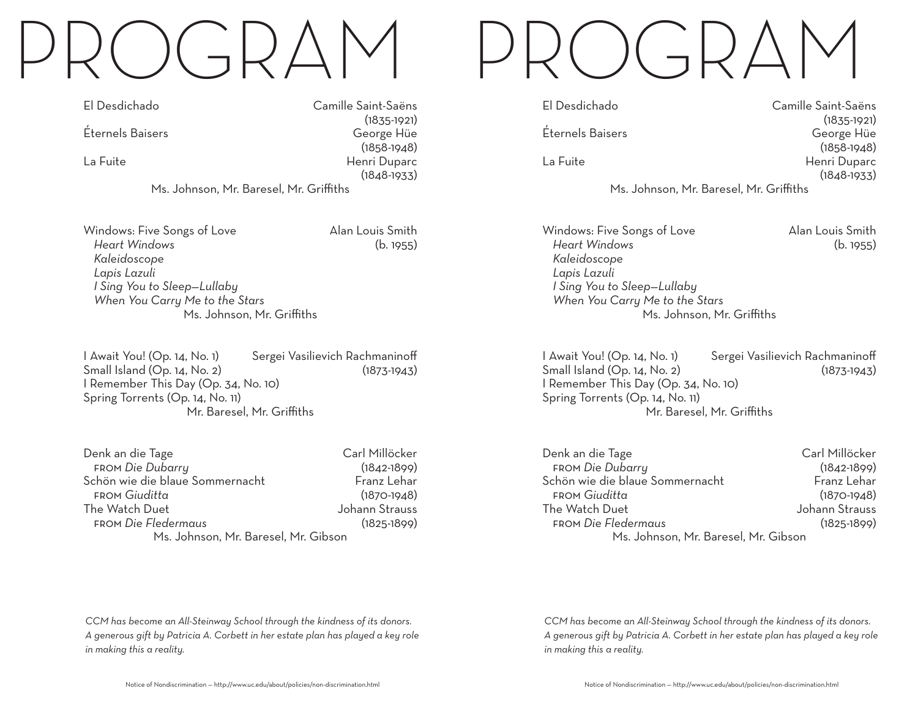# PROGRAM

| | |
|---|---|
| El Desdichado | Camille Saint-Saëns (1835-1921) |
| Éternels Baisers | George Hüe (1858-1948) |
| La Fuite | Henri Duparc (1848-1933) |

Ms. Johnson, Mr. Baresel, Mr. Griffiths

| | |
|---|---|
| Windows: Five Songs of Love | Alan Louis Smith (b. 1955) |
| *Heart Windows* | |
| *Kaleidoscope* | |
| *Lapis Lazuli* | |
| *I Sing You to Sleep—Lullaby* | |
| *When You Carry Me to the Stars* | |

Ms. Johnson, Mr. Griffiths

| | |
|---|---|
| I Await You! (Op. 14, No. 1) | Sergei Vasilievich Rachmaninoff |
| Small Island (Op. 14, No. 2) | (1873-1943) |
| I Remember This Day (Op. 34, No. 10) | |
| Spring Torrents (Op. 14, No. 11) | |

Mr. Baresel, Mr. Griffiths

| | |
|---|---|
| Denk an die Tage | Carl Millöcker |
| FROM *Die Dubarry* | (1842-1899) |
| Schön wie die blaue Sommernacht | Franz Lehar |
| FROM *Giuditta* | (1870-1948) |
| The Watch Duet | Johann Strauss |
| FROM *Die Fledermaus* | (1825-1899) |

Ms. Johnson, Mr. Baresel, Mr. Gibson

*CCM has become an All-Steinway School through the kindness of its donors. A generous gift by Patricia A. Corbett in her estate plan has played a key role in making this a reality.*

Notice of Nondiscrimination — http://www.uc.edu/about/policies/non-discrimination.html

# PROGRAM

| | |
|---|---|
| El Desdichado | Camille Saint-Saëns (1835-1921) |
| Éternels Baisers | George Hüe (1858-1948) |
| La Fuite | Henri Duparc (1848-1933) |

Ms. Johnson, Mr. Baresel, Mr. Griffiths

| | |
|---|---|
| Windows: Five Songs of Love | Alan Louis Smith (b. 1955) |
| *Heart Windows* | |
| *Kaleidoscope* | |
| *Lapis Lazuli* | |
| *I Sing You to Sleep—Lullaby* | |
| *When You Carry Me to the Stars* | |

Ms. Johnson, Mr. Griffiths

| | |
|---|---|
| I Await You! (Op. 14, No. 1) | Sergei Vasilievich Rachmaninoff |
| Small Island (Op. 14, No. 2) | (1873-1943) |
| I Remember This Day (Op. 34, No. 10) | |
| Spring Torrents (Op. 14, No. 11) | |

Mr. Baresel, Mr. Griffiths

| | |
|---|---|
| Denk an die Tage | Carl Millöcker |
| FROM *Die Dubarry* | (1842-1899) |
| Schön wie die blaue Sommernacht | Franz Lehar |
| FROM *Giuditta* | (1870-1948) |
| The Watch Duet | Johann Strauss |
| FROM *Die Fledermaus* | (1825-1899) |

Ms. Johnson, Mr. Baresel, Mr. Gibson

*CCM has become an All-Steinway School through the kindness of its donors. A generous gift by Patricia A. Corbett in her estate plan has played a key role in making this a reality.*

Notice of Nondiscrimination — http://www.uc.edu/about/policies/non-discrimination.html